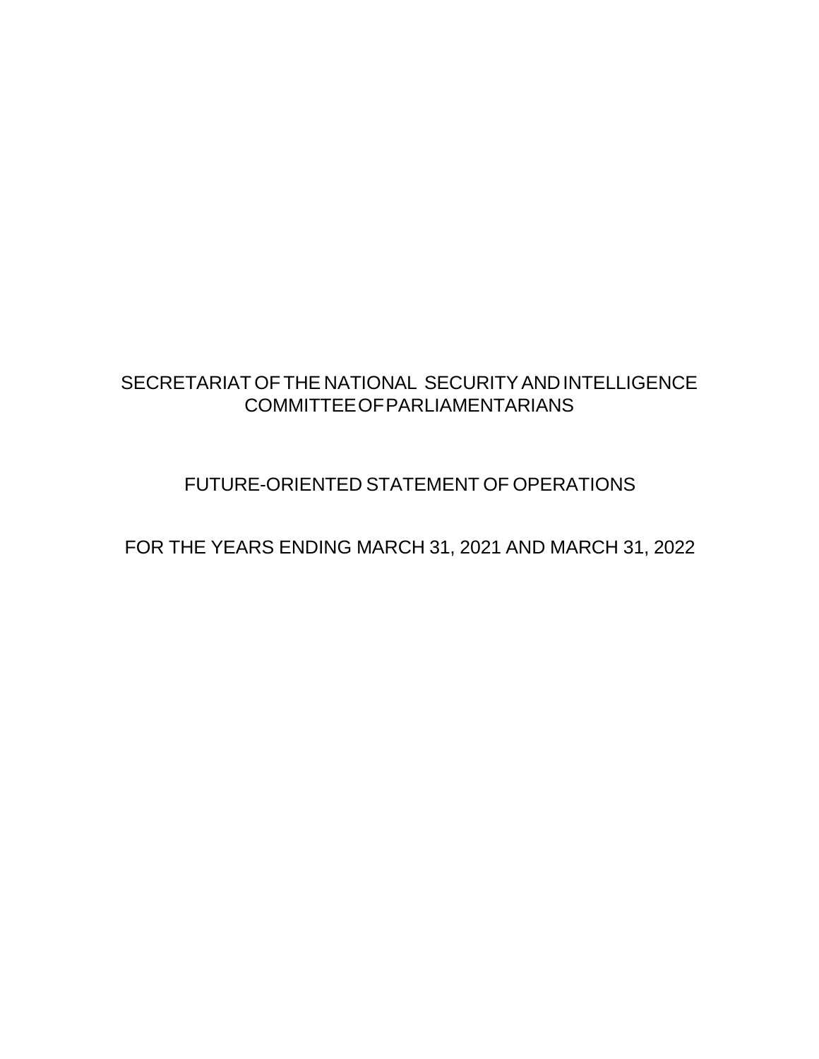# SECRETARIAT OF THE NATIONAL SECURITY AND INTELLIGENCE COMMITTEE OF PARLIAMENTARIANS

## FUTURE-ORIENTED STATEMENT OF OPERATIONS

## FOR THE YEARS ENDING MARCH 31, 2021 AND MARCH 31, 2022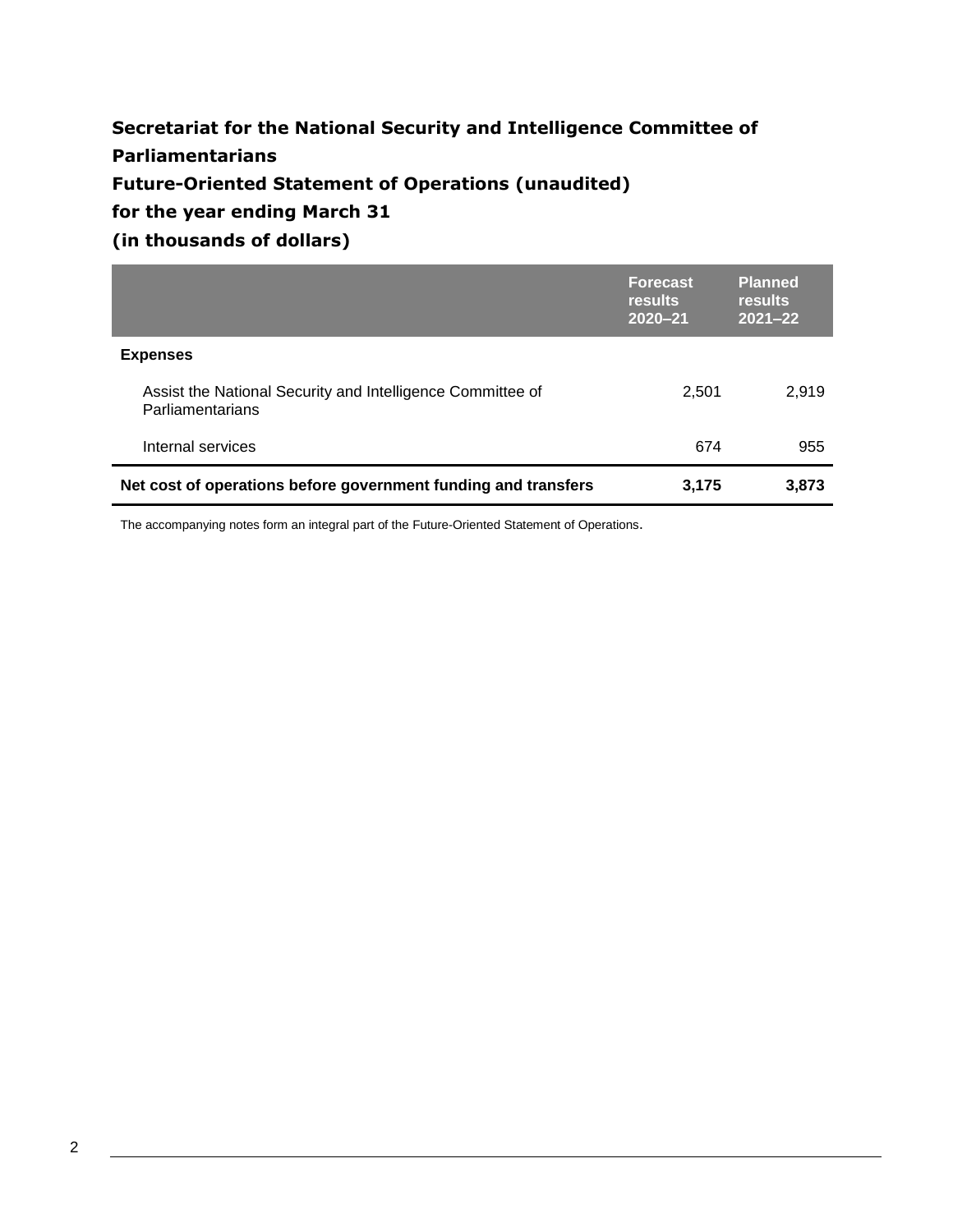**Secretariat for the National Security and Intelligence Committee of Parliamentarians**

**Future-Oriented Statement of Operations (unaudited)**

**for the year ending March 31**

**(in thousands of dollars)**

| | Forecast results 2020–21 | Planned results 2021–22 |
|---|---|---|
| **Expenses** | | |
| Assist the National Security and Intelligence Committee of Parliamentarians | 2,501 | 2,919 |
| Internal services | 674 | 955 |
| **Net cost of operations before government funding and transfers** | **3,175** | **3,873** |

The accompanying notes form an integral part of the Future-Oriented Statement of Operations.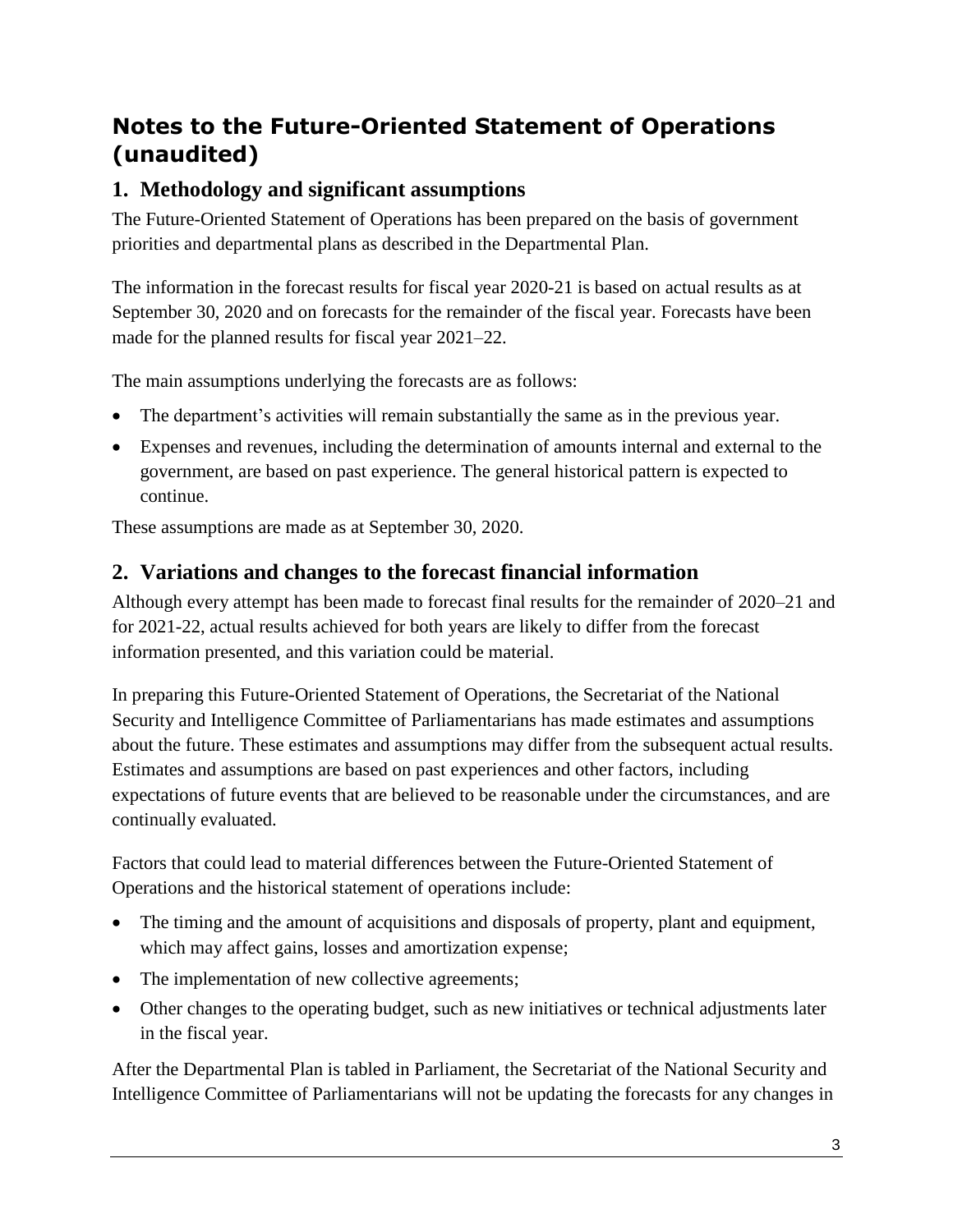## Notes to the Future-Oriented Statement of Operations (unaudited)

### 1. Methodology and significant assumptions

The Future-Oriented Statement of Operations has been prepared on the basis of government priorities and departmental plans as described in the Departmental Plan.

The information in the forecast results for fiscal year 2020-21 is based on actual results as at September 30, 2020 and on forecasts for the remainder of the fiscal year. Forecasts have been made for the planned results for fiscal year 2021–22.

The main assumptions underlying the forecasts are as follows:

- The department's activities will remain substantially the same as in the previous year.
- Expenses and revenues, including the determination of amounts internal and external to the government, are based on past experience. The general historical pattern is expected to continue.

These assumptions are made as at September 30, 2020.

### 2. Variations and changes to the forecast financial information

Although every attempt has been made to forecast final results for the remainder of 2020–21 and for 2021-22, actual results achieved for both years are likely to differ from the forecast information presented, and this variation could be material.

In preparing this Future-Oriented Statement of Operations, the Secretariat of the National Security and Intelligence Committee of Parliamentarians has made estimates and assumptions about the future. These estimates and assumptions may differ from the subsequent actual results. Estimates and assumptions are based on past experiences and other factors, including expectations of future events that are believed to be reasonable under the circumstances, and are continually evaluated.

Factors that could lead to material differences between the Future-Oriented Statement of Operations and the historical statement of operations include:

- The timing and the amount of acquisitions and disposals of property, plant and equipment, which may affect gains, losses and amortization expense;
- The implementation of new collective agreements;
- Other changes to the operating budget, such as new initiatives or technical adjustments later in the fiscal year.

After the Departmental Plan is tabled in Parliament, the Secretariat of the National Security and Intelligence Committee of Parliamentarians will not be updating the forecasts for any changes in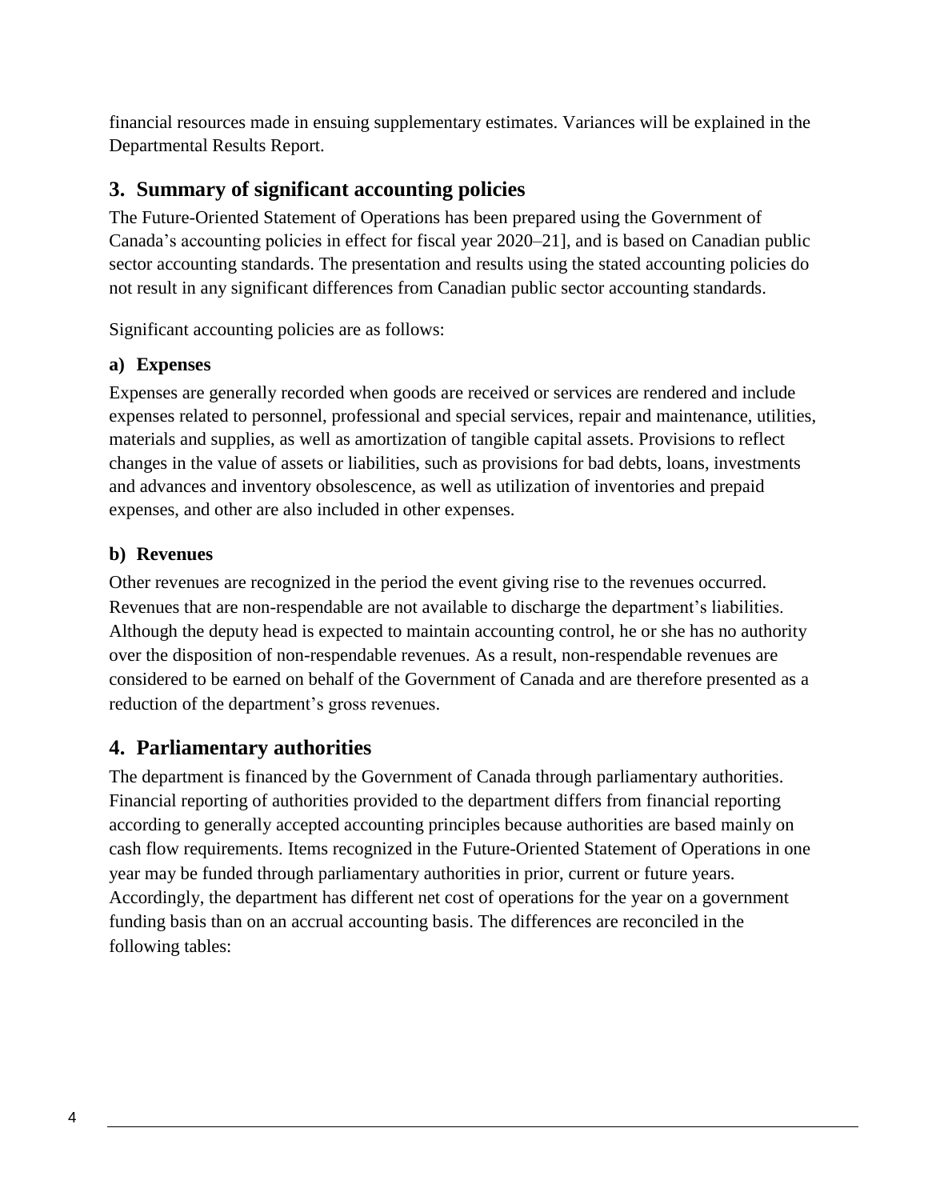financial resources made in ensuing supplementary estimates. Variances will be explained in the Departmental Results Report.

## 3. Summary of significant accounting policies

The Future-Oriented Statement of Operations has been prepared using the Government of Canada's accounting policies in effect for fiscal year 2020–21], and is based on Canadian public sector accounting standards. The presentation and results using the stated accounting policies do not result in any significant differences from Canadian public sector accounting standards.

Significant accounting policies are as follows:

### a) Expenses

Expenses are generally recorded when goods are received or services are rendered and include expenses related to personnel, professional and special services, repair and maintenance, utilities, materials and supplies, as well as amortization of tangible capital assets. Provisions to reflect changes in the value of assets or liabilities, such as provisions for bad debts, loans, investments and advances and inventory obsolescence, as well as utilization of inventories and prepaid expenses, and other are also included in other expenses.

### b) Revenues

Other revenues are recognized in the period the event giving rise to the revenues occurred. Revenues that are non-respendable are not available to discharge the department's liabilities. Although the deputy head is expected to maintain accounting control, he or she has no authority over the disposition of non-respendable revenues. As a result, non-respendable revenues are considered to be earned on behalf of the Government of Canada and are therefore presented as a reduction of the department's gross revenues.

## 4. Parliamentary authorities

The department is financed by the Government of Canada through parliamentary authorities. Financial reporting of authorities provided to the department differs from financial reporting according to generally accepted accounting principles because authorities are based mainly on cash flow requirements. Items recognized in the Future-Oriented Statement of Operations in one year may be funded through parliamentary authorities in prior, current or future years. Accordingly, the department has different net cost of operations for the year on a government funding basis than on an accrual accounting basis. The differences are reconciled in the following tables: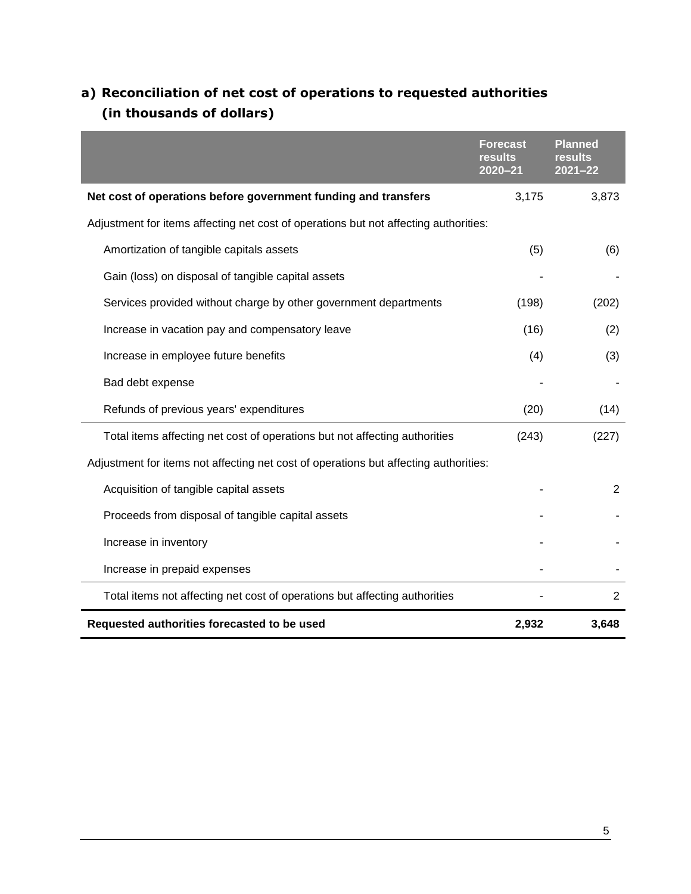## a) Reconciliation of net cost of operations to requested authorities (in thousands of dollars)

| | Forecast results 2020–21 | Planned results 2021–22 |
|---|---|---|
| **Net cost of operations before government funding and transfers** | 3,175 | 3,873 |
| Adjustment for items affecting net cost of operations but not affecting authorities: | | |
| Amortization of tangible capitals assets | (5) | (6) |
| Gain (loss) on disposal of tangible capital assets | - | - |
| Services provided without charge by other government departments | (198) | (202) |
| Increase in vacation pay and compensatory leave | (16) | (2) |
| Increase in employee future benefits | (4) | (3) |
| Bad debt expense | - | - |
| Refunds of previous years' expenditures | (20) | (14) |
| Total items affecting net cost of operations but not affecting authorities | (243) | (227) |
| Adjustment for items not affecting net cost of operations but affecting authorities: | | |
| Acquisition of tangible capital assets | - | 2 |
| Proceeds from disposal of tangible capital assets | - | - |
| Increase in inventory | - | - |
| Increase in prepaid expenses | - | - |
| Total items not affecting net cost of operations but affecting authorities | - | 2 |
| **Requested authorities forecasted to be used** | **2,932** | **3,648** |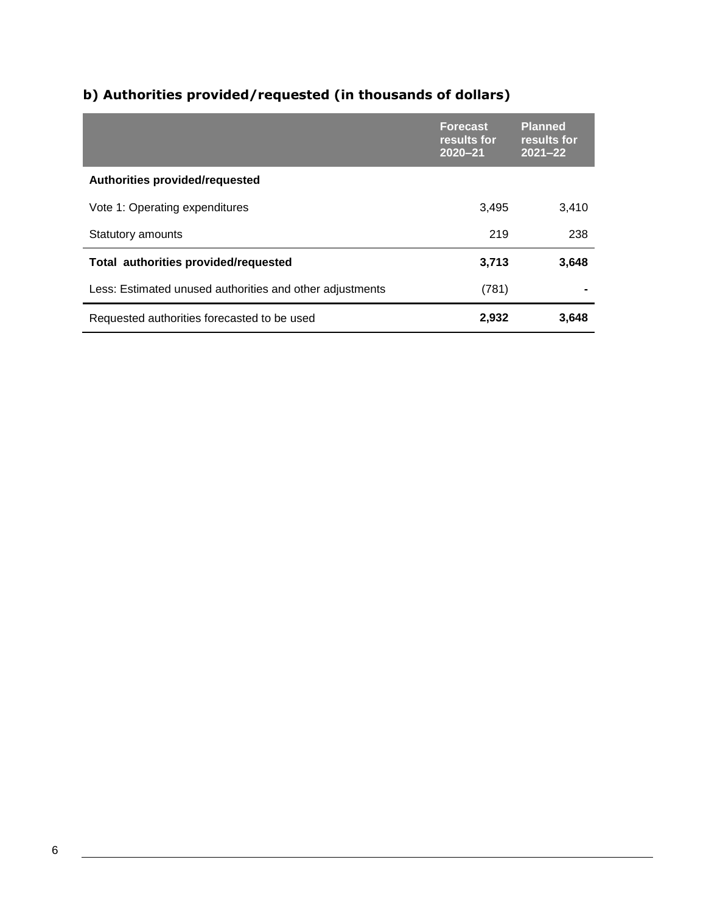## b) Authorities provided/requested (in thousands of dollars)

| | Forecast results for 2020–21 | Planned results for 2021–22 |
|---|---|---|
| **Authorities provided/requested** | | |
| Vote 1: Operating expenditures | 3,495 | 3,410 |
| Statutory amounts | 219 | 238 |
| **Total authorities provided/requested** | **3,713** | **3,648** |
| Less: Estimated unused authorities and other adjustments | (781) | - |
| Requested authorities forecasted to be used | **2,932** | **3,648** |